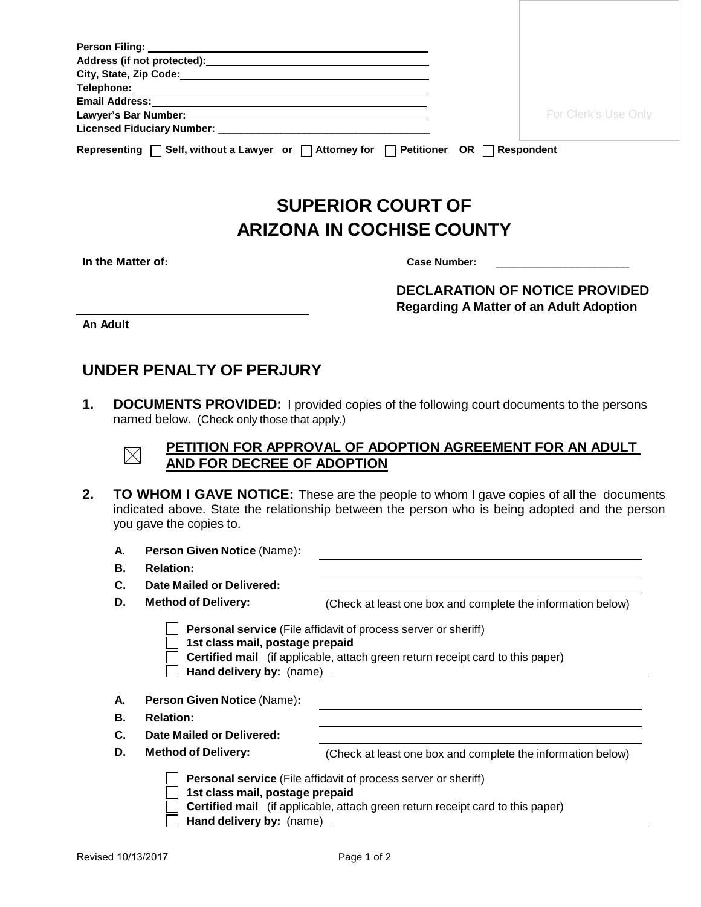Person Filing: ______________________________
Address (if not protected): ______________________________
City, State, Zip Code: ______________________________
Telephone: ______________________________
Email Address: ______________________________
Lawyer's Bar Number: ______________________________
Licensed Fiduciary Number: ______________________________

For Clerk's Use Only

Representing ☐ Self, without a Lawyer or ☐ Attorney for ☐ Petitioner OR ☐ Respondent

# SUPERIOR COURT OF ARIZONA IN COCHISE COUNTY

**In the Matter of:**

______________________________
**An Adult**

**Case Number:** ______________________

**DECLARATION OF NOTICE PROVIDED**
**Regarding A Matter of an Adult Adoption**

## UNDER PENALTY OF PERJURY

**1. DOCUMENTS PROVIDED:** I provided copies of the following court documents to the persons named below. (Check only those that apply.)

☒ **PETITION FOR APPROVAL OF ADOPTION AGREEMENT FOR AN ADULT AND FOR DECREE OF ADOPTION**

**2. TO WHOM I GAVE NOTICE:** These are the people to whom I gave copies of all the documents indicated above. State the relationship between the person who is being adopted and the person you gave the copies to.

**A. Person Given Notice** (Name)**:** ______________________________
**B. Relation:** ______________________________
**C. Date Mailed or Delivered:** ______________________________
**D. Method of Delivery:** (Check at least one box and complete the information below)

☐ **Personal service** (File affidavit of process server or sheriff)
☐ **1st class mail, postage prepaid**
☐ **Certified mail** (if applicable, attach green return receipt card to this paper)
☐ **Hand delivery by:** (name) ______________________________

**A. Person Given Notice** (Name)**:** ______________________________
**B. Relation:** ______________________________
**C. Date Mailed or Delivered:** ______________________________
**D. Method of Delivery:** (Check at least one box and complete the information below)

☐ **Personal service** (File affidavit of process server or sheriff)
☐ **1st class mail, postage prepaid**
☐ **Certified mail** (if applicable, attach green return receipt card to this paper)
☐ **Hand delivery by:** (name) ______________________________

Revised 10/13/2017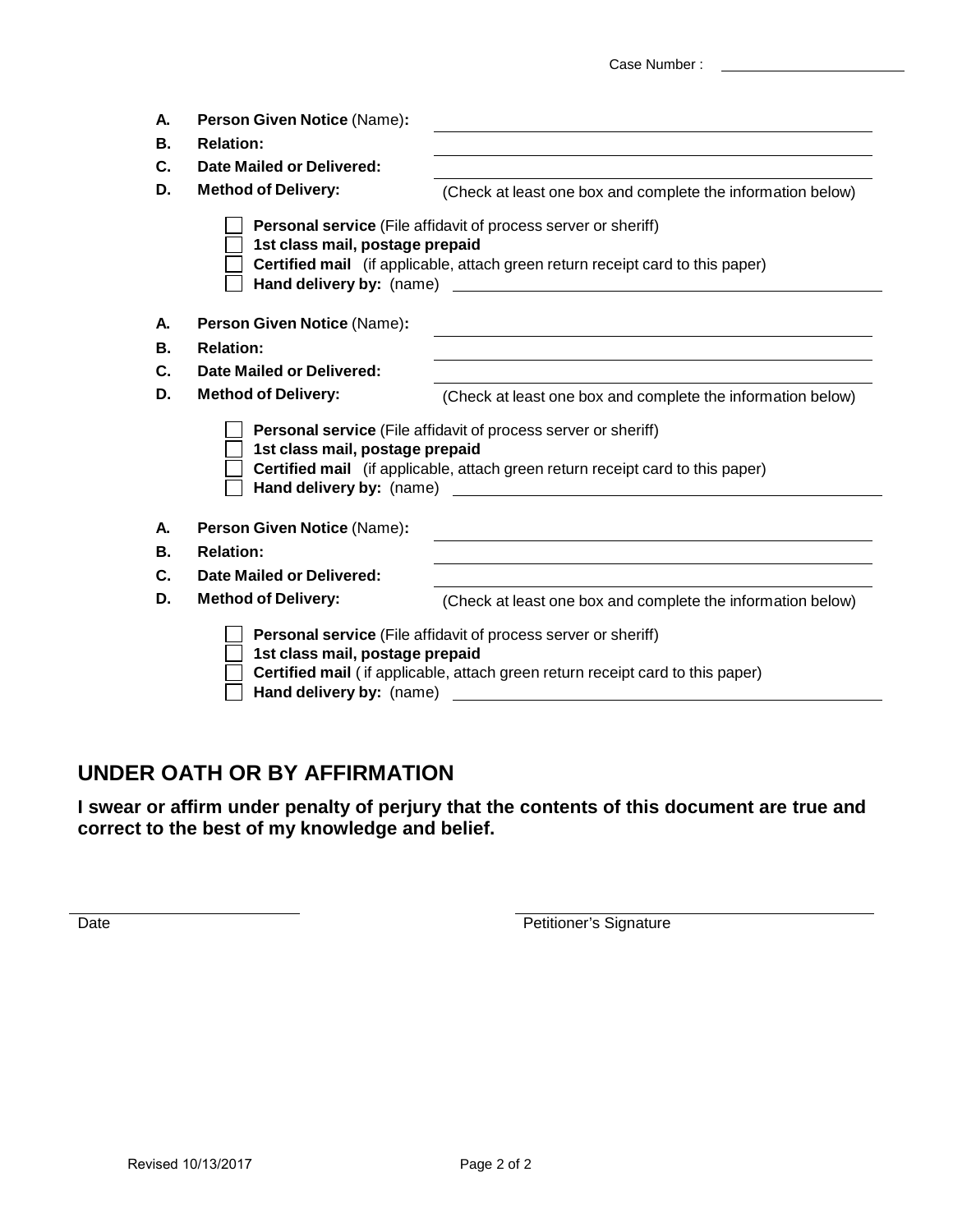Case Number : ______________________

A. **Person Given Notice** (Name)**:** ______________________
B. **Relation:** ______________________
C. **Date Mailed or Delivered:** ______________________
D. **Method of Delivery:** (Check at least one box and complete the information below)

- ☐ **Personal service** (File affidavit of process server or sheriff)
- ☐ **1st class mail, postage prepaid**
- ☐ **Certified mail** (if applicable, attach green return receipt card to this paper)
- ☐ **Hand delivery by:** (name) ______________________

A. **Person Given Notice** (Name)**:** ______________________
B. **Relation:** ______________________
C. **Date Mailed or Delivered:** ______________________
D. **Method of Delivery:** (Check at least one box and complete the information below)

- ☐ **Personal service** (File affidavit of process server or sheriff)
- ☐ **1st class mail, postage prepaid**
- ☐ **Certified mail** (if applicable, attach green return receipt card to this paper)
- ☐ **Hand delivery by:** (name) ______________________

A. **Person Given Notice** (Name)**:** ______________________
B. **Relation:** ______________________
C. **Date Mailed or Delivered:** ______________________
D. **Method of Delivery:** (Check at least one box and complete the information below)

- ☐ **Personal service** (File affidavit of process server or sheriff)
- ☐ **1st class mail, postage prepaid**
- ☐ **Certified mail** ( if applicable, attach green return receipt card to this paper)
- ☐ **Hand delivery by:** (name) ______________________

## UNDER OATH OR BY AFFIRMATION

**I swear or affirm under penalty of perjury that the contents of this document are true and correct to the best of my knowledge and belief.**

______________________ Date

______________________ Petitioner's Signature

Revised 10/13/2017